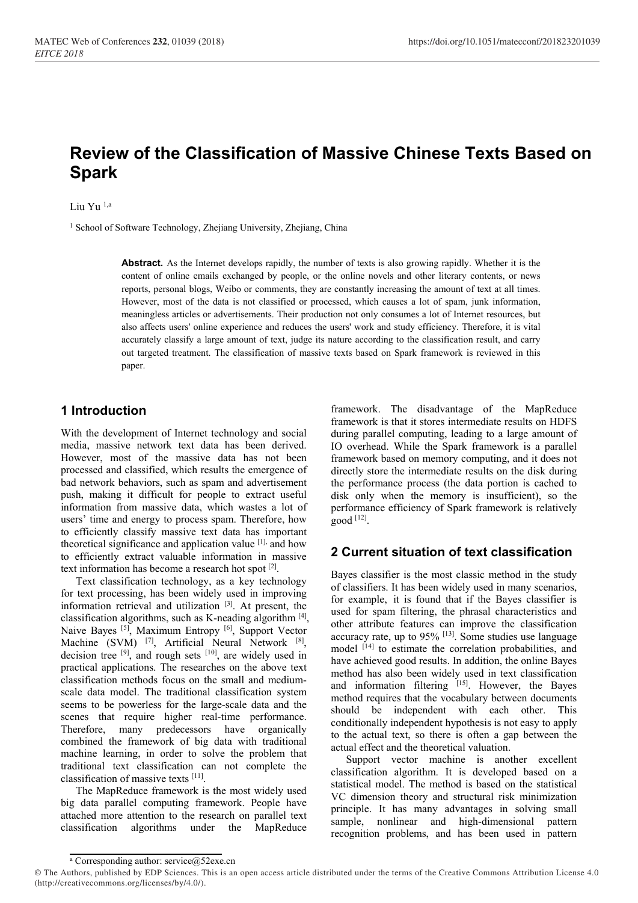# Review of the Classification of Massive Chinese Texts Based on Spark

Liu Yu [1,a]

[1] School of Software Technology, Zhejiang University, Zhejiang, China

**Abstract.** As the Internet develops rapidly, the number of texts is also growing rapidly. Whether it is the content of online emails exchanged by people, or the online novels and other literary contents, or news reports, personal blogs, Weibo or comments, they are constantly increasing the amount of text at all times. However, most of the data is not classified or processed, which causes a lot of spam, junk information, meaningless articles or advertisements. Their production not only consumes a lot of Internet resources, but also affects users' online experience and reduces the users' work and study efficiency. Therefore, it is vital accurately classify a large amount of text, judge its nature according to the classification result, and carry out targeted treatment. The classification of massive texts based on Spark framework is reviewed in this paper.

## 1 Introduction

With the development of Internet technology and social media, massive network text data has been derived. However, most of the massive data has not been processed and classified, which results the emergence of bad network behaviors, such as spam and advertisement push, making it difficult for people to extract useful information from massive data, which wastes a lot of users' time and energy to process spam. Therefore, how to efficiently classify massive text data has important theoretical significance and application value [1], and how to efficiently extract valuable information in massive text information has become a research hot spot [2].

Text classification technology, as a key technology for text processing, has been widely used in improving information retrieval and utilization [3]. At present, the classification algorithms, such as K-neading algorithm [4], Naive Bayes [5], Maximum Entropy [6], Support Vector Machine (SVM) [7], Artificial Neural Network [8], decision tree [9], and rough sets [10], are widely used in practical applications. The researches on the above text classification methods focus on the small and medium-scale data model. The traditional classification system seems to be powerless for the large-scale data and the scenes that require higher real-time performance. Therefore, many predecessors have organically combined the framework of big data with traditional machine learning, in order to solve the problem that traditional text classification can not complete the classification of massive texts [11].

The MapReduce framework is the most widely used big data parallel computing framework. People have attached more attention to the research on parallel text classification algorithms under the MapReduce framework. The disadvantage of the MapReduce framework is that it stores intermediate results on HDFS during parallel computing, leading to a large amount of IO overhead. While the Spark framework is a parallel framework based on memory computing, and it does not directly store the intermediate results on the disk during the performance process (the data portion is cached to disk only when the memory is insufficient), so the performance efficiency of Spark framework is relatively good [12].

## 2 Current situation of text classification

Bayes classifier is the most classic method in the study of classifiers. It has been widely used in many scenarios, for example, it is found that if the Bayes classifier is used for spam filtering, the phrasal characteristics and other attribute features can improve the classification accuracy rate, up to 95% [13]. Some studies use language model [14] to estimate the correlation probabilities, and have achieved good results. In addition, the online Bayes method has also been widely used in text classification and information filtering [15]. However, the Bayes method requires that the vocabulary between documents should be independent with each other. This conditionally independent hypothesis is not easy to apply to the actual text, so there is often a gap between the actual effect and the theoretical valuation.

Support vector machine is another excellent classification algorithm. It is developed based on a statistical model. The method is based on the statistical VC dimension theory and structural risk minimization principle. It has many advantages in solving small sample, nonlinear and high-dimensional pattern recognition problems, and has been used in pattern

[a] Corresponding author: service@52exe.cn

© The Authors, published by EDP Sciences. This is an open access article distributed under the terms of the Creative Commons Attribution License 4.0 (http://creativecommons.org/licenses/by/4.0/).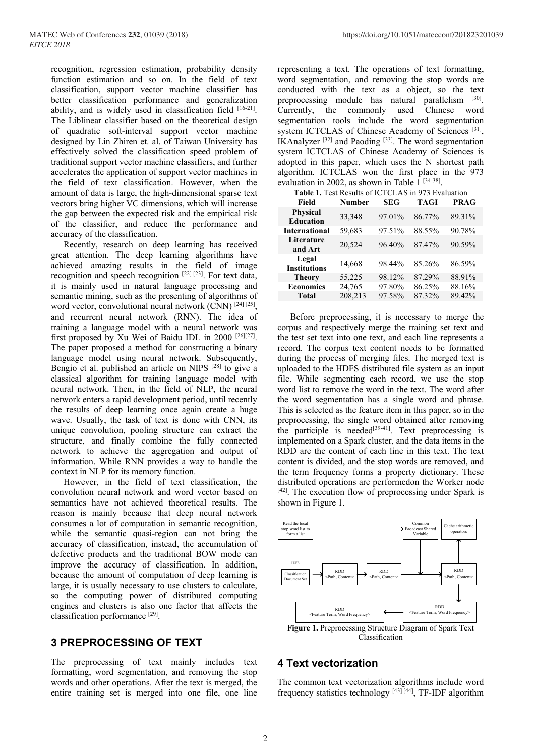recognition, regression estimation, probability density function estimation and so on. In the field of text classification, support vector machine classifier has better classification performance and generalization ability, and is widely used in classification field [16-21]. The Liblinear classifier based on the theoretical design of quadratic soft-interval support vector machine designed by Lin Zhiren et. al. of Taiwan University has effectively solved the classification speed problem of traditional support vector machine classifiers, and further accelerates the application of support vector machines in the field of text classification. However, when the amount of data is large, the high-dimensional sparse text vectors bring higher VC dimensions, which will increase the gap between the expected risk and the empirical risk of the classifier, and reduce the performance and accuracy of the classification.

Recently, research on deep learning has received great attention. The deep learning algorithms have achieved amazing results in the field of image recognition and speech recognition [22] [23]. For text data, it is mainly used in natural language processing and semantic mining, such as the presenting of algorithms of word vector, convolutional neural network (CNN) [24] [25], and recurrent neural network (RNN). The idea of training a language model with a neural network was first proposed by Xu Wei of Baidu IDL in 2000 [26][27]. The paper proposed a method for constructing a binary language model using neural network. Subsequently, Bengio et al. published an article on NIPS [28] to give a classical algorithm for training language model with neural network. Then, in the field of NLP, the neural network enters a rapid development period, until recently the results of deep learning once again create a huge wave. Usually, the task of text is done with CNN, its unique convolution, pooling structure can extract the structure, and finally combine the fully connected network to achieve the aggregation and output of information. While RNN provides a way to handle the context in NLP for its memory function.

However, in the field of text classification, the convolution neural network and word vector based on semantics have not achieved theoretical results. The reason is mainly because that deep neural network consumes a lot of computation in semantic recognition, while the semantic quasi-region can not bring the accuracy of classification, instead, the accumulation of defective products and the traditional BOW mode can improve the accuracy of classification. In addition, because the amount of computation of deep learning is large, it is usually necessary to use clusters to calculate, so the computing power of distributed computing engines and clusters is also one factor that affects the classification performance [29].

## 3 PREPROCESSING OF TEXT

The preprocessing of text mainly includes text formatting, word segmentation, and removing the stop words and other operations. After the text is merged, the entire training set is merged into one file, one line representing a text. The operations of text formatting, word segmentation, and removing the stop words are conducted with the text as a object, so the text preprocessing module has natural parallelism [30]. Currently, the commonly used Chinese word segmentation tools include the word segmentation system ICTCLAS of Chinese Academy of Sciences [31], IKAnalyzer [32] and Paoding [33]. The word segmentation system ICTCLAS of Chinese Academy of Sciences is adopted in this paper, which uses the N shortest path algorithm. ICTCLAS won the first place in the 973 evaluation in 2002, as shown in Table 1 [34-38].

**Table 1.** Test Results of ICTCLAS in 973 Evaluation

| Field | Number | SEG | TAGI | PRAG |
|---|---|---|---|---|
| **Physical Education** | 33,348 | 97.01% | 86.77% | 89.31% |
| **International** | 59,683 | 97.51% | 88.55% | 90.78% |
| **Literature and Art** | 20,524 | 96.40% | 87.47% | 90.59% |
| **Legal Institutions** | 14,668 | 98.44% | 85.26% | 86.59% |
| **Theory** | 55,225 | 98.12% | 87.29% | 88.91% |
| **Economics** | 24,765 | 97.80% | 86.25% | 88.16% |
| **Total** | 208,213 | 97.58% | 87.32% | 89.42% |

Before preprocessing, it is necessary to merge the corpus and respectively merge the training set text and the test set text into one text, and each line represents a record. The corpus text content needs to be formatted during the process of merging files. The merged text is uploaded to the HDFS distributed file system as an input file. While segmenting each record, we use the stop word list to remove the word in the text. The word after the word segmentation has a single word and phrase. This is selected as the feature item in this paper, so in the preprocessing, the single word obtained after removing the participle is needed[39-41]. Text preprocessing is implemented on a Spark cluster, and the data items in the RDD are the content of each line in this text. The text content is divided, and the stop words are removed, and the term frequency forms a property dictionary. These distributed operations are performedon the Worker node [42]. The execution flow of preprocessing under Spark is shown in Figure 1.

**Figure 1.** Preprocessing Structure Diagram of Spark Text Classification

## 4 Text vectorization

The common text vectorization algorithms include word frequency statistics technology [43] [44], TF-IDF algorithm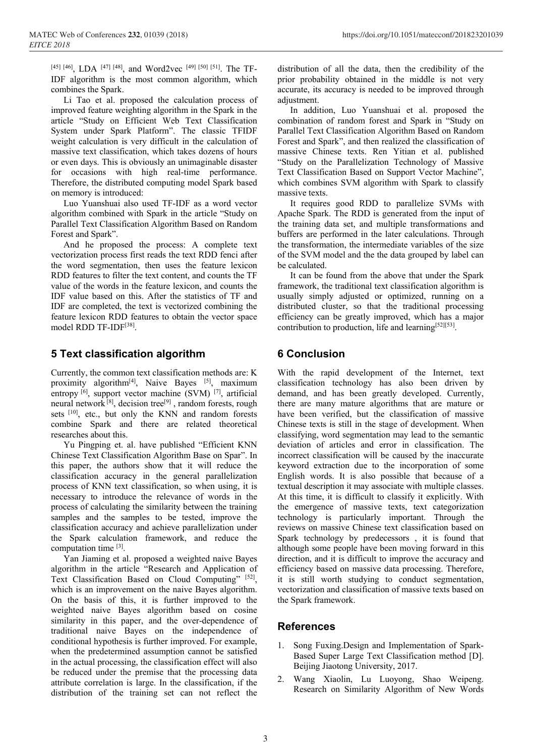[45] [46], LDA [47] [48], and Word2vec [49] [50] [51]. The TF-IDF algorithm is the most common algorithm, which combines the Spark.

Li Tao et al. proposed the calculation process of improved feature weighting algorithm in the Spark in the article "Study on Efficient Web Text Classification System under Spark Platform". The classic TFIDF weight calculation is very difficult in the calculation of massive text classification, which takes dozens of hours or even days. This is obviously an unimaginable disaster for occasions with high real-time performance. Therefore, the distributed computing model Spark based on memory is introduced:

Luo Yuanshuai also used TF-IDF as a word vector algorithm combined with Spark in the article "Study on Parallel Text Classification Algorithm Based on Random Forest and Spark".

And he proposed the process: A complete text vectorization process first reads the text RDD fenci after the word segmentation, then uses the feature lexicon RDD features to filter the text content, and counts the TF value of the words in the feature lexicon, and counts the IDF value based on this. After the statistics of TF and IDF are completed, the text is vectorized combining the feature lexicon RDD features to obtain the vector space model RDD TF-IDF[38].

## 5 Text classification algorithm

Currently, the common text classification methods are: K proximity algorithm[4], Naive Bayes [5], maximum entropy [6], support vector machine (SVM) [7], artificial neural network [8], decision tree[9] , random forests, rough sets [10], etc., but only the KNN and random forests combine Spark and there are related theoretical researches about this.

Yu Pingping et. al. have published "Efficient KNN Chinese Text Classification Algorithm Base on Spar". In this paper, the authors show that it will reduce the classification accuracy in the general parallelization process of KNN text classification, so when using, it is necessary to introduce the relevance of words in the process of calculating the similarity between the training samples and the samples to be tested, improve the classification accuracy and achieve parallelization under the Spark calculation framework, and reduce the computation time [3].

Yan Jiaming et al. proposed a weighted naive Bayes algorithm in the article "Research and Application of Text Classification Based on Cloud Computing" [52], which is an improvement on the naive Bayes algorithm. On the basis of this, it is further improved to the weighted naive Bayes algorithm based on cosine similarity in this paper, and the over-dependence of traditional naive Bayes on the independence of conditional hypothesis is further improved. For example, when the predetermined assumption cannot be satisfied in the actual processing, the classification effect will also be reduced under the premise that the processing data attribute correlation is large. In the classification, if the distribution of the training set can not reflect the distribution of all the data, then the credibility of the prior probability obtained in the middle is not very accurate, its accuracy is needed to be improved through adjustment.

In addition, Luo Yuanshuai et al. proposed the combination of random forest and Spark in "Study on Parallel Text Classification Algorithm Based on Random Forest and Spark", and then realized the classification of massive Chinese texts. Ren Yitian et al. published "Study on the Parallelization Technology of Massive Text Classification Based on Support Vector Machine", which combines SVM algorithm with Spark to classify massive texts.

It requires good RDD to parallelize SVMs with Apache Spark. The RDD is generated from the input of the training data set, and multiple transformations and buffers are performed in the later calculations. Through the transformation, the intermediate variables of the size of the SVM model and the the data grouped by label can be calculated.

It can be found from the above that under the Spark framework, the traditional text classification algorithm is usually simply adjusted or optimized, running on a distributed cluster, so that the traditional processing efficiency can be greatly improved, which has a major contribution to production, life and learning[52][53].

## 6 Conclusion

With the rapid development of the Internet, text classification technology has also been driven by demand, and has been greatly developed. Currently, there are many mature algorithms that are mature or have been verified, but the classification of massive Chinese texts is still in the stage of development. When classifying, word segmentation may lead to the semantic deviation of articles and error in classification. The incorrect classification will be caused by the inaccurate keyword extraction due to the incorporation of some English words. It is also possible that because of a textual description it may associate with multiple classes. At this time, it is difficult to classify it explicitly. With the emergence of massive texts, text categorization technology is particularly important. Through the reviews on massive Chinese text classification based on Spark technology by predecessors , it is found that although some people have been moving forward in this direction, and it is difficult to improve the accuracy and efficiency based on massive data processing. Therefore, it is still worth studying to conduct segmentation, vectorization and classification of massive texts based on the Spark framework.

## References

1. Song Fuxing.Design and Implementation of Spark-Based Super Large Text Classification method [D]. Beijing Jiaotong University, 2017.
2. Wang Xiaolin, Lu Luoyong, Shao Weipeng. Research on Similarity Algorithm of New Words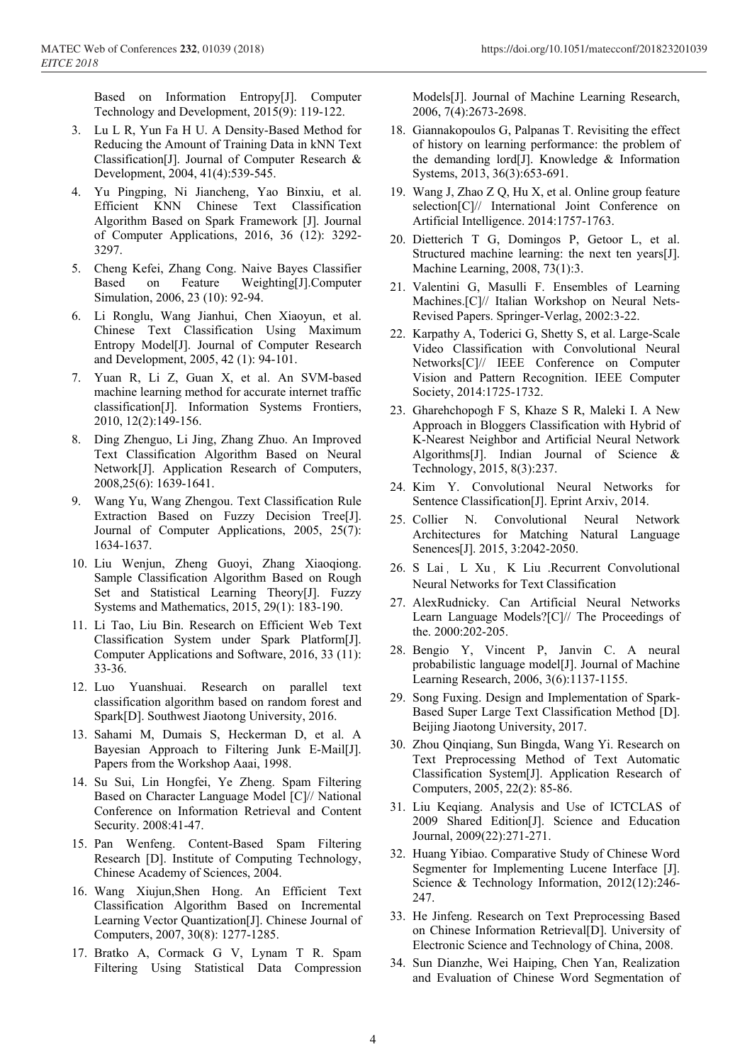Based on Information Entropy[J]. Computer Technology and Development, 2015(9): 119-122.

3. Lu L R, Yun Fa H U. A Density-Based Method for Reducing the Amount of Training Data in kNN Text Classification[J]. Journal of Computer Research & Development, 2004, 41(4):539-545.
4. Yu Pingping, Ni Jiancheng, Yao Binxiu, et al. Efficient KNN Chinese Text Classification Algorithm Based on Spark Framework [J]. Journal of Computer Applications, 2016, 36 (12): 3292-3297.
5. Cheng Kefei, Zhang Cong. Naive Bayes Classifier Based on Feature Weighting[J].Computer Simulation, 2006, 23 (10): 92-94.
6. Li Ronglu, Wang Jianhui, Chen Xiaoyun, et al. Chinese Text Classification Using Maximum Entropy Model[J]. Journal of Computer Research and Development, 2005, 42 (1): 94-101.
7. Yuan R, Li Z, Guan X, et al. An SVM-based machine learning method for accurate internet traffic classification[J]. Information Systems Frontiers, 2010, 12(2):149-156.
8. Ding Zhenguo, Li Jing, Zhang Zhuo. An Improved Text Classification Algorithm Based on Neural Network[J]. Application Research of Computers, 2008,25(6): 1639-1641.
9. Wang Yu, Wang Zhengou. Text Classification Rule Extraction Based on Fuzzy Decision Tree[J]. Journal of Computer Applications, 2005, 25(7): 1634-1637.
10. Liu Wenjun, Zheng Guoyi, Zhang Xiaoqiong. Sample Classification Algorithm Based on Rough Set and Statistical Learning Theory[J]. Fuzzy Systems and Mathematics, 2015, 29(1): 183-190.
11. Li Tao, Liu Bin. Research on Efficient Web Text Classification System under Spark Platform[J]. Computer Applications and Software, 2016, 33 (11): 33-36.
12. Luo Yuanshuai. Research on parallel text classification algorithm based on random forest and Spark[D]. Southwest Jiaotong University, 2016.
13. Sahami M, Dumais S, Heckerman D, et al. A Bayesian Approach to Filtering Junk E-Mail[J]. Papers from the Workshop Aaai, 1998.
14. Su Sui, Lin Hongfei, Ye Zheng. Spam Filtering Based on Character Language Model [C]// National Conference on Information Retrieval and Content Security. 2008:41-47.
15. Pan Wenfeng. Content-Based Spam Filtering Research [D]. Institute of Computing Technology, Chinese Academy of Sciences, 2004.
16. Wang Xiujun,Shen Hong. An Efficient Text Classification Algorithm Based on Incremental Learning Vector Quantization[J]. Chinese Journal of Computers, 2007, 30(8): 1277-1285.
17. Bratko A, Cormack G V, Lynam T R. Spam Filtering Using Statistical Data Compression Models[J]. Journal of Machine Learning Research, 2006, 7(4):2673-2698.
18. Giannakopoulos G, Palpanas T. Revisiting the effect of history on learning performance: the problem of the demanding lord[J]. Knowledge & Information Systems, 2013, 36(3):653-691.
19. Wang J, Zhao Z Q, Hu X, et al. Online group feature selection[C]// International Joint Conference on Artificial Intelligence. 2014:1757-1763.
20. Dietterich T G, Domingos P, Getoor L, et al. Structured machine learning: the next ten years[J]. Machine Learning, 2008, 73(1):3.
21. Valentini G, Masulli F. Ensembles of Learning Machines.[C]// Italian Workshop on Neural Nets-Revised Papers. Springer-Verlag, 2002:3-22.
22. Karpathy A, Toderici G, Shetty S, et al. Large-Scale Video Classification with Convolutional Neural Networks[C]// IEEE Conference on Computer Vision and Pattern Recognition. IEEE Computer Society, 2014:1725-1732.
23. Gharehchopogh F S, Khaze S R, Maleki I. A New Approach in Bloggers Classification with Hybrid of K-Nearest Neighbor and Artificial Neural Network Algorithms[J]. Indian Journal of Science & Technology, 2015, 8(3):237.
24. Kim Y. Convolutional Neural Networks for Sentence Classification[J]. Eprint Arxiv, 2014.
25. Collier N. Convolutional Neural Network Architectures for Matching Natural Language Senences[J]. 2015, 3:2042-2050.
26. S Lai， L Xu， K Liu .Recurrent Convolutional Neural Networks for Text Classification
27. AlexRudnicky. Can Artificial Neural Networks Learn Language Models?[C]// The Proceedings of the. 2000:202-205.
28. Bengio Y, Vincent P, Janvin C. A neural probabilistic language model[J]. Journal of Machine Learning Research, 2006, 3(6):1137-1155.
29. Song Fuxing. Design and Implementation of Spark-Based Super Large Text Classification Method [D]. Beijing Jiaotong University, 2017.
30. Zhou Qinqiang, Sun Bingda, Wang Yi. Research on Text Preprocessing Method of Text Automatic Classification System[J]. Application Research of Computers, 2005, 22(2): 85-86.
31. Liu Keqiang. Analysis and Use of ICTCLAS of 2009 Shared Edition[J]. Science and Education Journal, 2009(22):271-271.
32. Huang Yibiao. Comparative Study of Chinese Word Segmenter for Implementing Lucene Interface [J]. Science & Technology Information, 2012(12):246-247.
33. He Jinfeng. Research on Text Preprocessing Based on Chinese Information Retrieval[D]. University of Electronic Science and Technology of China, 2008.
34. Sun Dianzhe, Wei Haiping, Chen Yan, Realization and Evaluation of Chinese Word Segmentation of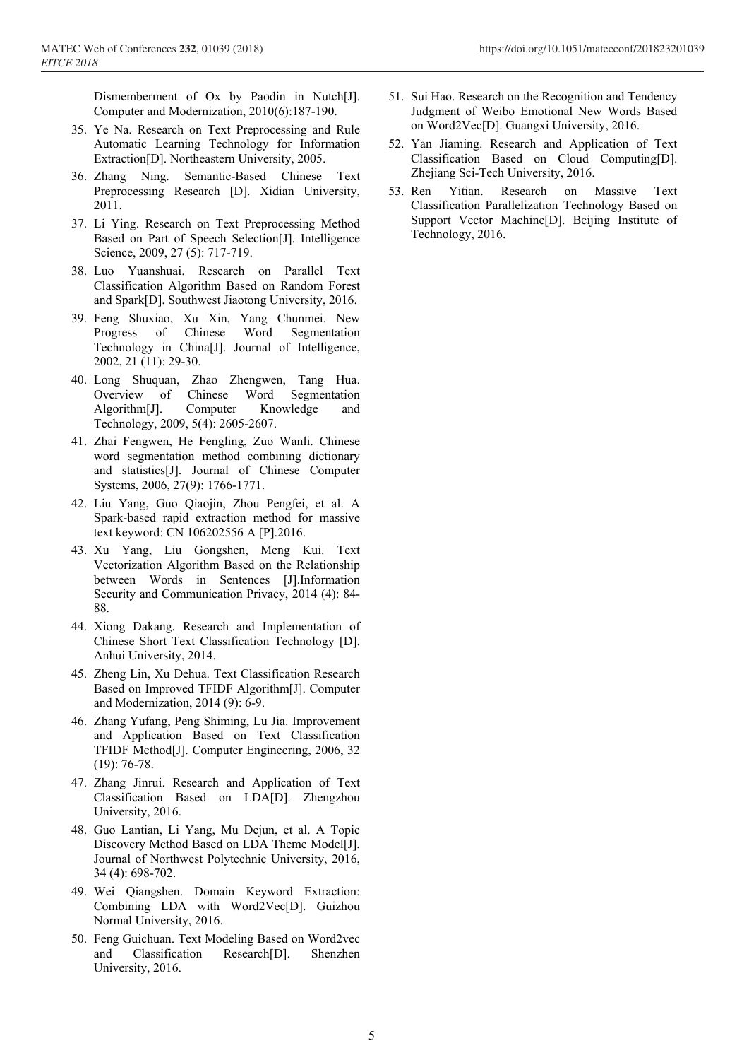Dismemberment of Ox by Paodin in Nutch[J]. Computer and Modernization, 2010(6):187-190.

35. Ye Na. Research on Text Preprocessing and Rule Automatic Learning Technology for Information Extraction[D]. Northeastern University, 2005.
36. Zhang Ning. Semantic-Based Chinese Text Preprocessing Research [D]. Xidian University, 2011.
37. Li Ying. Research on Text Preprocessing Method Based on Part of Speech Selection[J]. Intelligence Science, 2009, 27 (5): 717-719.
38. Luo Yuanshuai. Research on Parallel Text Classification Algorithm Based on Random Forest and Spark[D]. Southwest Jiaotong University, 2016.
39. Feng Shuxiao, Xu Xin, Yang Chunmei. New Progress of Chinese Word Segmentation Technology in China[J]. Journal of Intelligence, 2002, 21 (11): 29-30.
40. Long Shuquan, Zhao Zhengwen, Tang Hua. Overview of Chinese Word Segmentation Algorithm[J]. Computer Knowledge and Technology, 2009, 5(4): 2605-2607.
41. Zhai Fengwen, He Fengling, Zuo Wanli. Chinese word segmentation method combining dictionary and statistics[J]. Journal of Chinese Computer Systems, 2006, 27(9): 1766-1771.
42. Liu Yang, Guo Qiaojin, Zhou Pengfei, et al. A Spark-based rapid extraction method for massive text keyword: CN 106202556 A [P].2016.
43. Xu Yang, Liu Gongshen, Meng Kui. Text Vectorization Algorithm Based on the Relationship between Words in Sentences [J].Information Security and Communication Privacy, 2014 (4): 84-88.
44. Xiong Dakang. Research and Implementation of Chinese Short Text Classification Technology [D]. Anhui University, 2014.
45. Zheng Lin, Xu Dehua. Text Classification Research Based on Improved TFIDF Algorithm[J]. Computer and Modernization, 2014 (9): 6-9.
46. Zhang Yufang, Peng Shiming, Lu Jia. Improvement and Application Based on Text Classification TFIDF Method[J]. Computer Engineering, 2006, 32 (19): 76-78.
47. Zhang Jinrui. Research and Application of Text Classification Based on LDA[D]. Zhengzhou University, 2016.
48. Guo Lantian, Li Yang, Mu Dejun, et al. A Topic Discovery Method Based on LDA Theme Model[J]. Journal of Northwest Polytechnic University, 2016, 34 (4): 698-702.
49. Wei Qiangshen. Domain Keyword Extraction: Combining LDA with Word2Vec[D]. Guizhou Normal University, 2016.
50. Feng Guichuan. Text Modeling Based on Word2vec and Classification Research[D]. Shenzhen University, 2016.
51. Sui Hao. Research on the Recognition and Tendency Judgment of Weibo Emotional New Words Based on Word2Vec[D]. Guangxi University, 2016.
52. Yan Jiaming. Research and Application of Text Classification Based on Cloud Computing[D]. Zhejiang Sci-Tech University, 2016.
53. Ren Yitian. Research on Massive Text Classification Parallelization Technology Based on Support Vector Machine[D]. Beijing Institute of Technology, 2016.